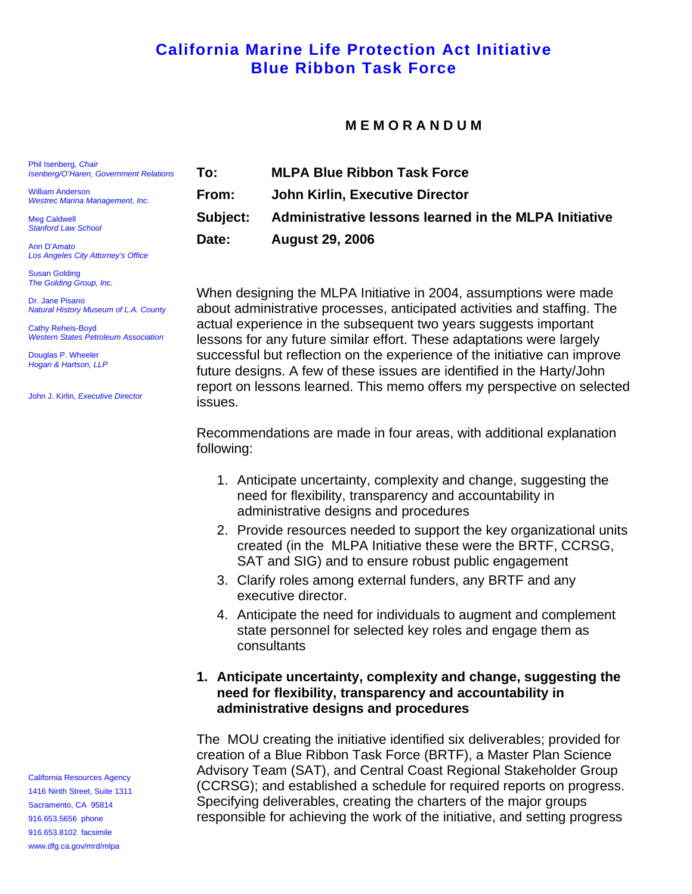# California Marine Life Protection Act Initiative
# Blue Ribbon Task Force

Phil Isenberg, *Chair*
*Isenberg/O'Haren, Government Relations*

William Anderson
*Westrec Marina Management, Inc.*

Meg Caldwell
*Stanford Law School*

Ann D'Amato
*Los Angeles City Attorney's Office*

Susan Golding
*The Golding Group, Inc.*

Dr. Jane Pisano
*Natural History Museum of L.A. County*

Cathy Reheis-Boyd
*Western States Petroleum Association*

Douglas P. Wheeler
*Hogan & Hartson, LLP*

John J. Kirlin, *Executive Director*

California Resources Agency
1416 Ninth Street, Suite 1311
Sacramento, CA 95814
916.653.5656 phone
916.653.8102 facsimile
www.dfg.ca.gov/mrd/mlpa

## MEMORANDUM

**To:** **MLPA Blue Ribbon Task Force**

**From:** **John Kirlin, Executive Director**

**Subject:** **Administrative lessons learned in the MLPA Initiative**

**Date:** **August 29, 2006**

When designing the MLPA Initiative in 2004, assumptions were made about administrative processes, anticipated activities and staffing. The actual experience in the subsequent two years suggests important lessons for any future similar effort. These adaptations were largely successful but reflection on the experience of the initiative can improve future designs. A few of these issues are identified in the Harty/John report on lessons learned. This memo offers my perspective on selected issues.

Recommendations are made in four areas, with additional explanation following:

1. Anticipate uncertainty, complexity and change, suggesting the need for flexibility, transparency and accountability in administrative designs and procedures
2. Provide resources needed to support the key organizational units created (in the MLPA Initiative these were the BRTF, CCRSG, SAT and SIG) and to ensure robust public engagement
3. Clarify roles among external funders, any BRTF and any executive director.
4. Anticipate the need for individuals to augment and complement state personnel for selected key roles and engage them as consultants

### 1. Anticipate uncertainty, complexity and change, suggesting the need for flexibility, transparency and accountability in administrative designs and procedures

The MOU creating the initiative identified six deliverables; provided for creation of a Blue Ribbon Task Force (BRTF), a Master Plan Science Advisory Team (SAT), and Central Coast Regional Stakeholder Group (CCRSG); and established a schedule for required reports on progress. Specifying deliverables, creating the charters of the major groups responsible for achieving the work of the initiative, and setting progress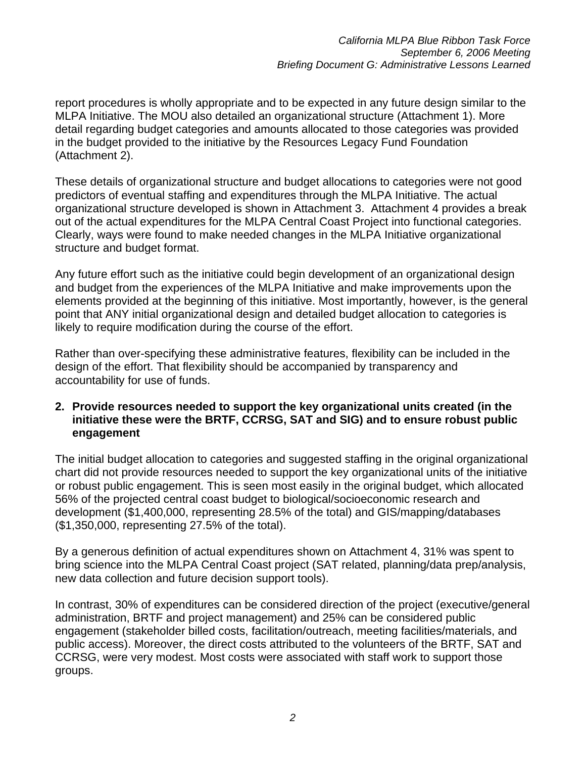report procedures is wholly appropriate and to be expected in any future design similar to the MLPA Initiative. The MOU also detailed an organizational structure (Attachment 1). More detail regarding budget categories and amounts allocated to those categories was provided in the budget provided to the initiative by the Resources Legacy Fund Foundation (Attachment 2).

These details of organizational structure and budget allocations to categories were not good predictors of eventual staffing and expenditures through the MLPA Initiative. The actual organizational structure developed is shown in Attachment 3. Attachment 4 provides a break out of the actual expenditures for the MLPA Central Coast Project into functional categories. Clearly, ways were found to make needed changes in the MLPA Initiative organizational structure and budget format.

Any future effort such as the initiative could begin development of an organizational design and budget from the experiences of the MLPA Initiative and make improvements upon the elements provided at the beginning of this initiative. Most importantly, however, is the general point that ANY initial organizational design and detailed budget allocation to categories is likely to require modification during the course of the effort.

Rather than over-specifying these administrative features, flexibility can be included in the design of the effort. That flexibility should be accompanied by transparency and accountability for use of funds.

**2. Provide resources needed to support the key organizational units created (in the initiative these were the BRTF, CCRSG, SAT and SIG) and to ensure robust public engagement**

The initial budget allocation to categories and suggested staffing in the original organizational chart did not provide resources needed to support the key organizational units of the initiative or robust public engagement. This is seen most easily in the original budget, which allocated 56% of the projected central coast budget to biological/socioeconomic research and development ($1,400,000, representing 28.5% of the total) and GIS/mapping/databases ($1,350,000, representing 27.5% of the total).

By a generous definition of actual expenditures shown on Attachment 4, 31% was spent to bring science into the MLPA Central Coast project (SAT related, planning/data prep/analysis, new data collection and future decision support tools).

In contrast, 30% of expenditures can be considered direction of the project (executive/general administration, BRTF and project management) and 25% can be considered public engagement (stakeholder billed costs, facilitation/outreach, meeting facilities/materials, and public access). Moreover, the direct costs attributed to the volunteers of the BRTF, SAT and CCRSG, were very modest. Most costs were associated with staff work to support those groups.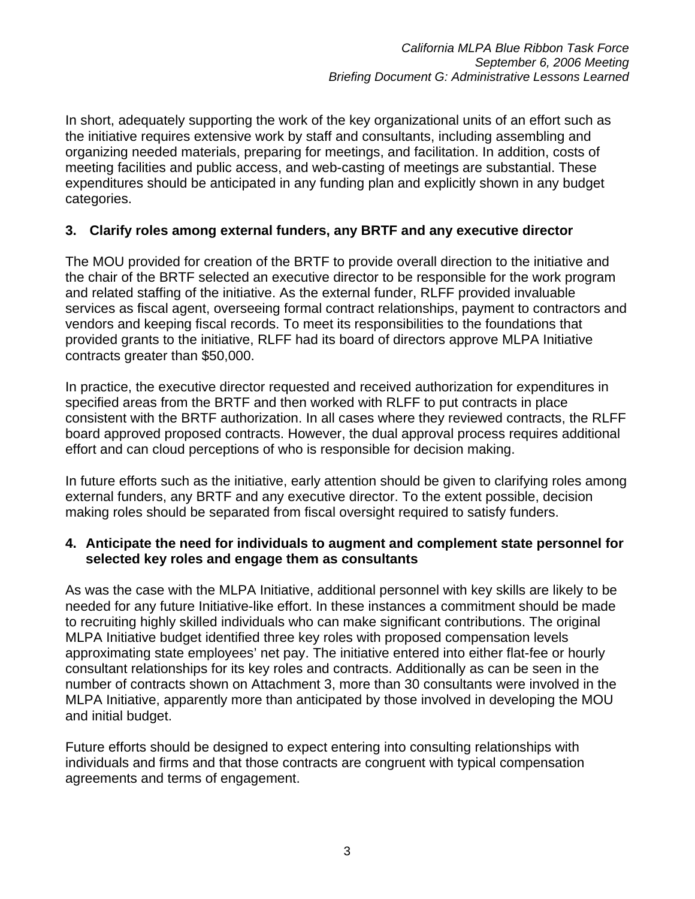In short, adequately supporting the work of the key organizational units of an effort such as the initiative requires extensive work by staff and consultants, including assembling and organizing needed materials, preparing for meetings, and facilitation. In addition, costs of meeting facilities and public access, and web-casting of meetings are substantial. These expenditures should be anticipated in any funding plan and explicitly shown in any budget categories.

### 3. Clarify roles among external funders, any BRTF and any executive director

The MOU provided for creation of the BRTF to provide overall direction to the initiative and the chair of the BRTF selected an executive director to be responsible for the work program and related staffing of the initiative. As the external funder, RLFF provided invaluable services as fiscal agent, overseeing formal contract relationships, payment to contractors and vendors and keeping fiscal records. To meet its responsibilities to the foundations that provided grants to the initiative, RLFF had its board of directors approve MLPA Initiative contracts greater than $50,000.

In practice, the executive director requested and received authorization for expenditures in specified areas from the BRTF and then worked with RLFF to put contracts in place consistent with the BRTF authorization. In all cases where they reviewed contracts, the RLFF board approved proposed contracts. However, the dual approval process requires additional effort and can cloud perceptions of who is responsible for decision making.

In future efforts such as the initiative, early attention should be given to clarifying roles among external funders, any BRTF and any executive director. To the extent possible, decision making roles should be separated from fiscal oversight required to satisfy funders.

### 4. Anticipate the need for individuals to augment and complement state personnel for selected key roles and engage them as consultants

As was the case with the MLPA Initiative, additional personnel with key skills are likely to be needed for any future Initiative-like effort. In these instances a commitment should be made to recruiting highly skilled individuals who can make significant contributions. The original MLPA Initiative budget identified three key roles with proposed compensation levels approximating state employees' net pay. The initiative entered into either flat-fee or hourly consultant relationships for its key roles and contracts. Additionally as can be seen in the number of contracts shown on Attachment 3, more than 30 consultants were involved in the MLPA Initiative, apparently more than anticipated by those involved in developing the MOU and initial budget.

Future efforts should be designed to expect entering into consulting relationships with individuals and firms and that those contracts are congruent with typical compensation agreements and terms of engagement.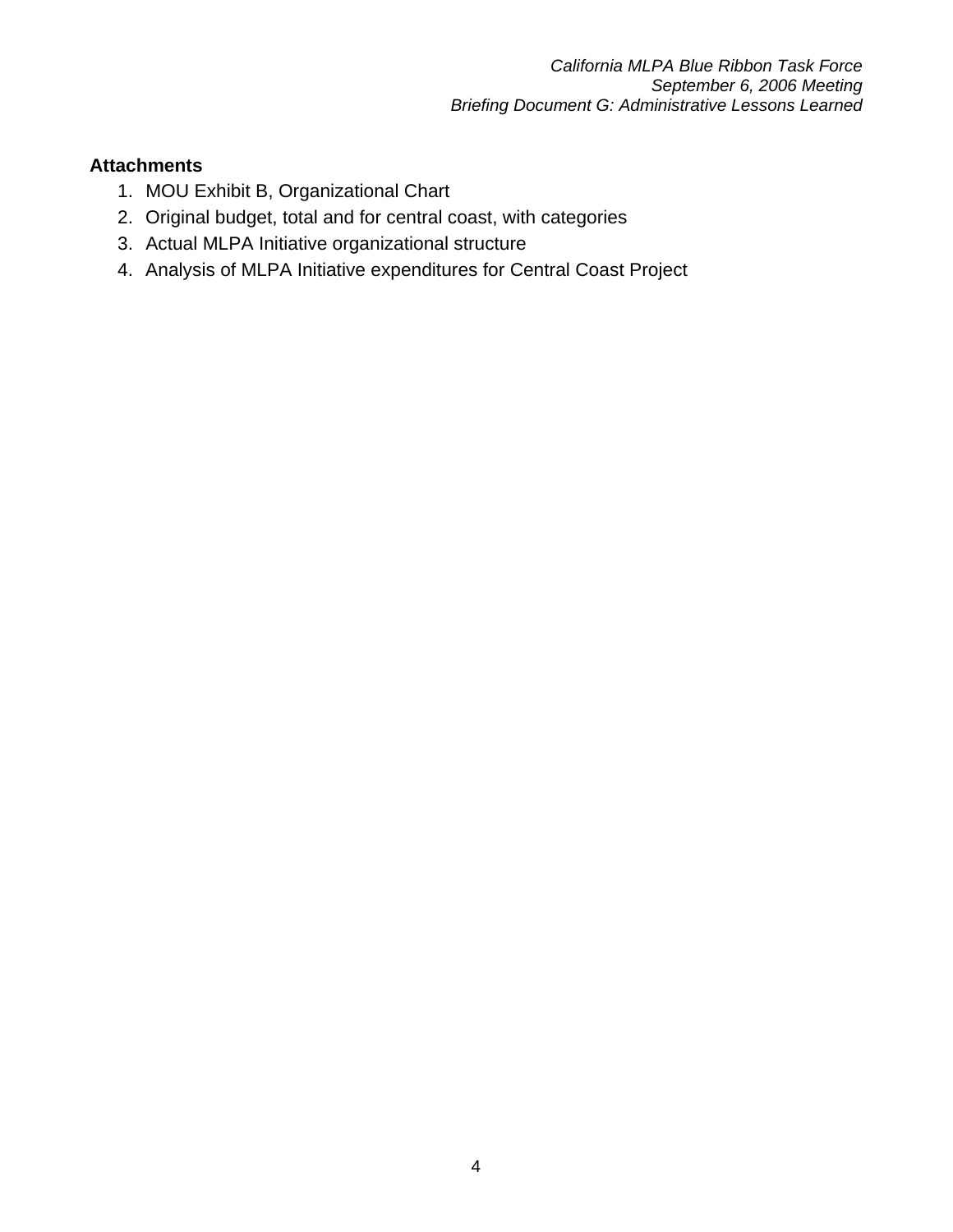**Attachments**

1. MOU Exhibit B, Organizational Chart
2. Original budget, total and for central coast, with categories
3. Actual MLPA Initiative organizational structure
4. Analysis of MLPA Initiative expenditures for Central Coast Project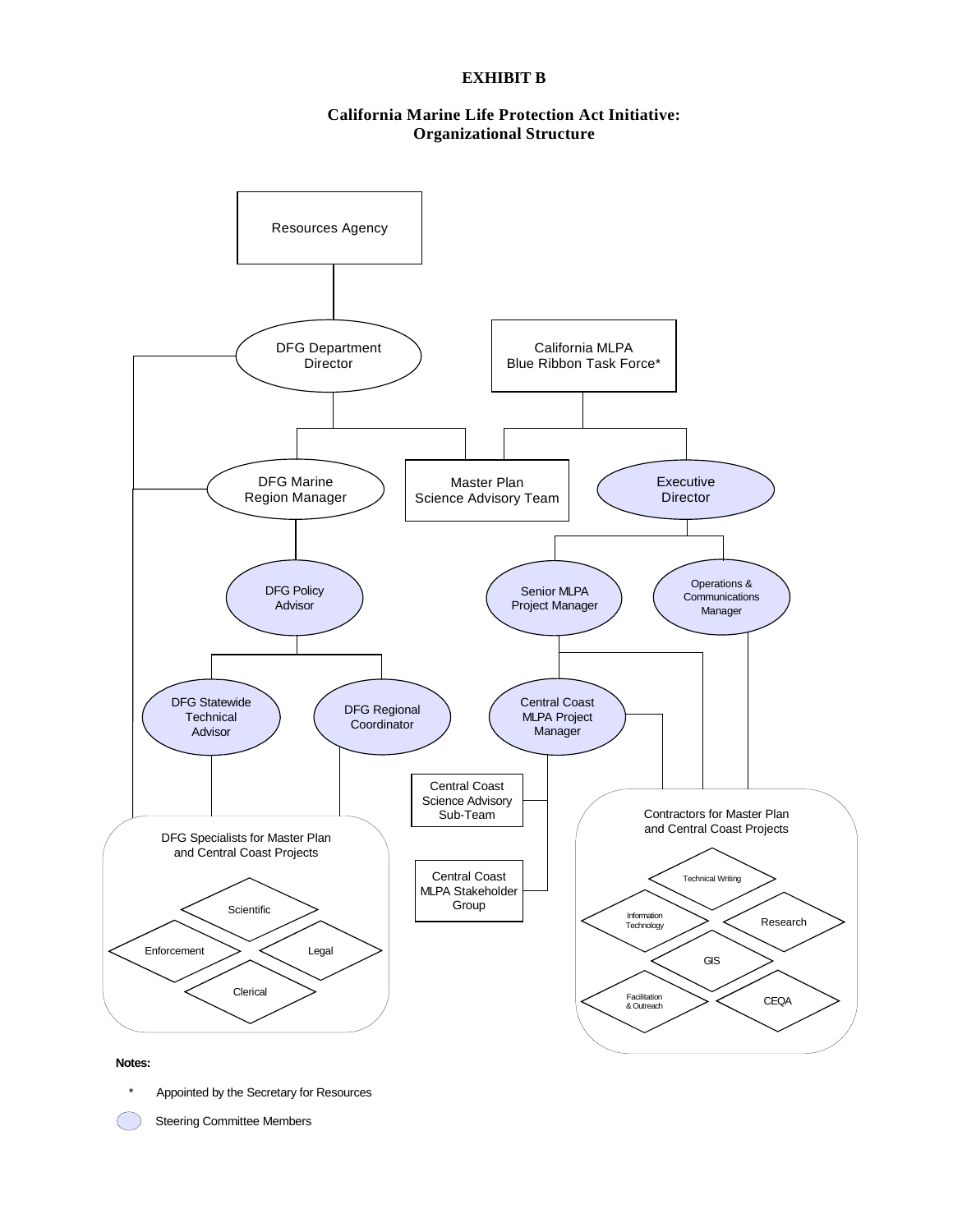# EXHIBIT B

## California Marine Life Protection Act Initiative: Organizational Structure

- Resources Agency
  - DFG Department Director
    - DFG Marine Region Manager
      - DFG Policy Advisor
        - DFG Statewide Technical Advisor
        - DFG Regional Coordinator
    - Master Plan Science Advisory Team
- California MLPA Blue Ribbon Task Force*
  - Master Plan Science Advisory Team
  - Executive Director
    - Senior MLPA Project Manager
      - Central Coast MLPA Project Manager
        - Central Coast Science Advisory Sub-Team
        - Central Coast MLPA Stakeholder Group
    - Operations & Communications Manager

DFG Specialists for Master Plan and Central Coast Projects (linked to DFG Department Director, DFG Marine Region Manager, DFG Statewide Technical Advisor, DFG Regional Coordinator):

- Scientific
- Enforcement
- Legal
- Clerical

Contractors for Master Plan and Central Coast Projects (linked to Senior MLPA Project Manager, Central Coast MLPA Project Manager, Operations & Communications Manager):

- Technical Writing
- Information Technology
- Research
- GIS
- Facilitation & Outreach
- CEQA

Steering Committee Members (shaded): Executive Director; DFG Policy Advisor; Senior MLPA Project Manager; Operations & Communications Manager; DFG Statewide Technical Advisor; DFG Regional Coordinator; Central Coast MLPA Project Manager

**Notes:**

\* Appointed by the Secretary for Resources

(Shaded oval) Steering Committee Members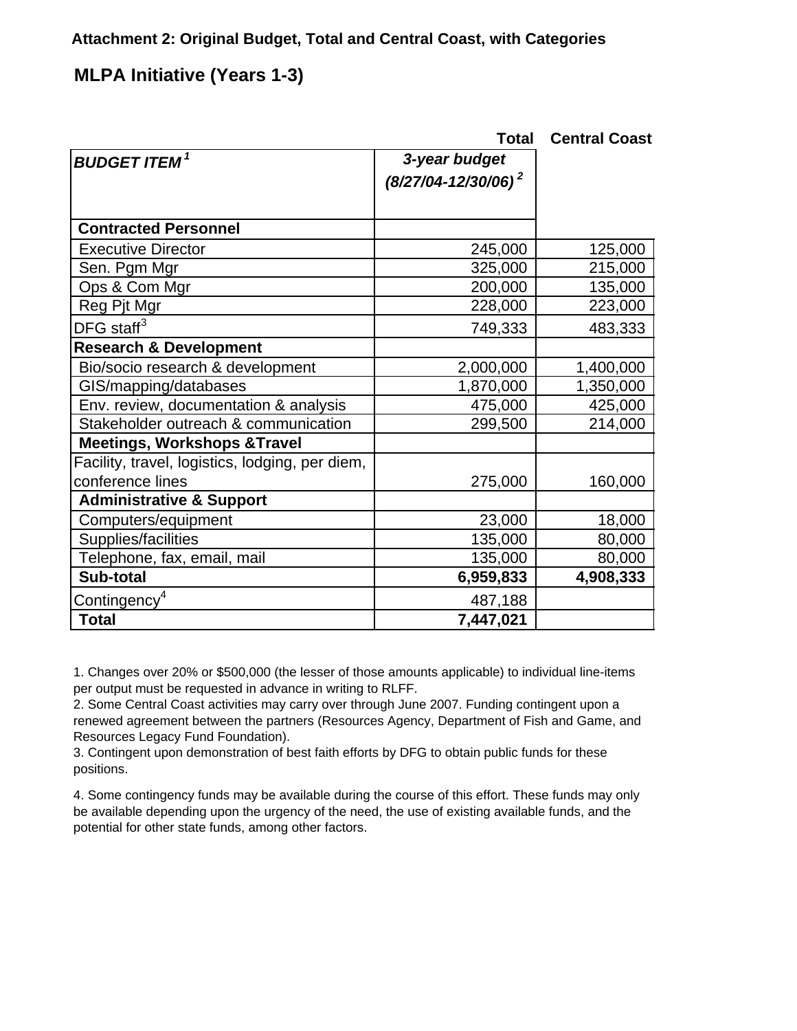**Attachment 2: Original Budget, Total and Central Coast, with Categories**

## MLPA Initiative (Years 1-3)

| | Total | Central Coast |
|---|---|---|
| ***BUDGET ITEM*** [1] | ***3-year budget (8/27/04-12/30/06)*** [2] | |
| **Contracted Personnel** | | |
| Executive Director | 245,000 | 125,000 |
| Sen. Pgm Mgr | 325,000 | 215,000 |
| Ops & Com Mgr | 200,000 | 135,000 |
| Reg Pjt Mgr | 228,000 | 223,000 |
| DFG staff[3] | 749,333 | 483,333 |
| **Research & Development** | | |
| Bio/socio research & development | 2,000,000 | 1,400,000 |
| GIS/mapping/databases | 1,870,000 | 1,350,000 |
| Env. review, documentation & analysis | 475,000 | 425,000 |
| Stakeholder outreach & communication | 299,500 | 214,000 |
| **Meetings, Workshops &Travel** | | |
| Facility, travel, logistics, lodging, per diem, conference lines | 275,000 | 160,000 |
| **Administrative & Support** | | |
| Computers/equipment | 23,000 | 18,000 |
| Supplies/facilities | 135,000 | 80,000 |
| Telephone, fax, email, mail | 135,000 | 80,000 |
| **Sub-total** | **6,959,833** | **4,908,333** |
| Contingency[4] | 487,188 | |
| **Total** | **7,447,021** | |

1. Changes over 20% or $500,000 (the lesser of those amounts applicable) to individual line-items per output must be requested in advance in writing to RLFF.
2. Some Central Coast activities may carry over through June 2007. Funding contingent upon a renewed agreement between the partners (Resources Agency, Department of Fish and Game, and Resources Legacy Fund Foundation).
3. Contingent upon demonstration of best faith efforts by DFG to obtain public funds for these positions.

4. Some contingency funds may be available during the course of this effort. These funds may only be available depending upon the urgency of the need, the use of existing available funds, and the potential for other state funds, among other factors.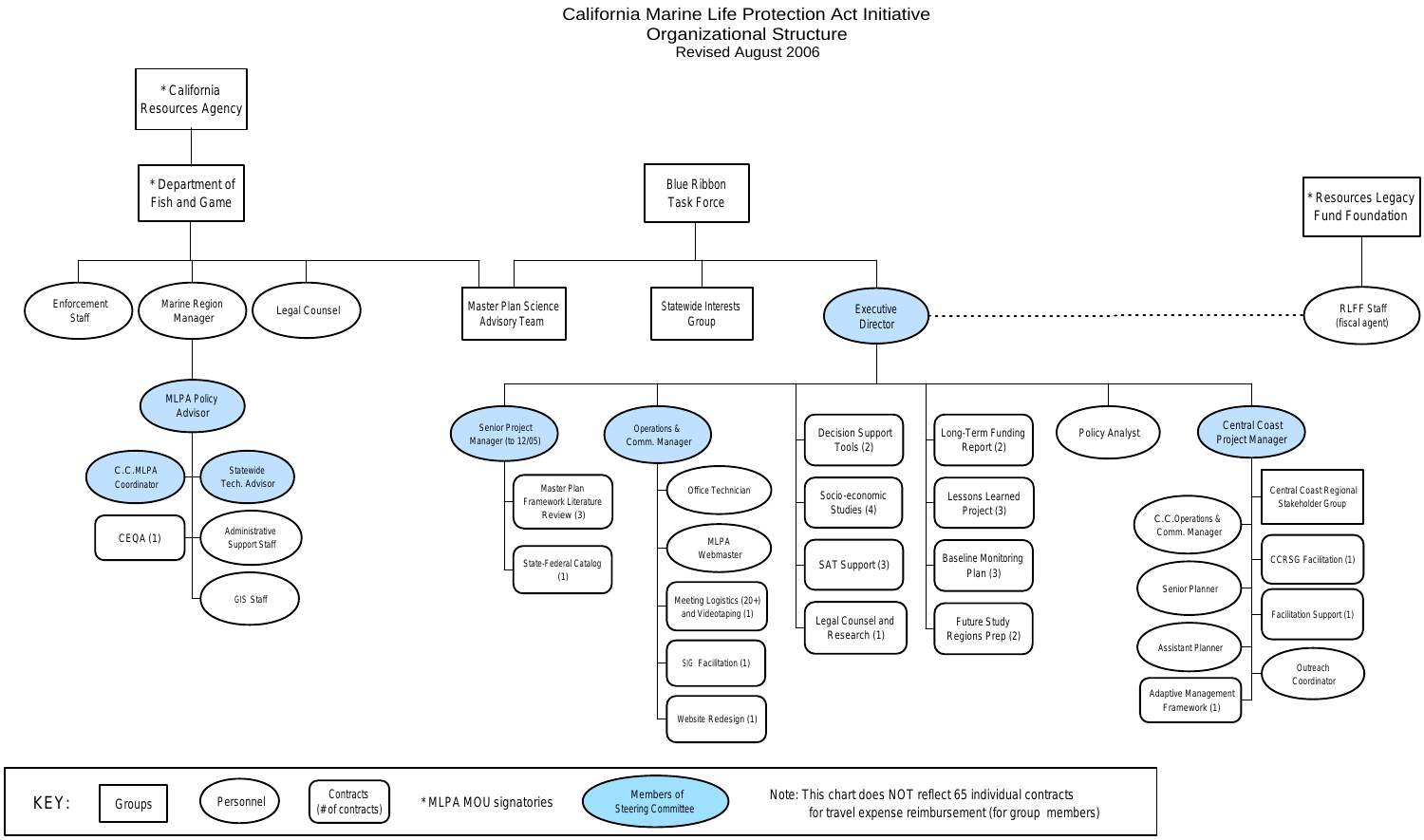# California Marine Life Protection Act Initiative
## Organizational Structure
Revised August 2006

- * California Resources Agency
  - * Department of Fish and Game
    - Enforcement Staff
    - Marine Region Manager
      - MLPA Policy Advisor
        - C.C.MLPA Coordinator
        - Statewide Tech. Advisor
        - CEQA (1)
        - Administrative Support Staff
        - GIS Staff
    - Legal Counsel
    - Master Plan Science Advisory Team
- Blue Ribbon Task Force
  - Master Plan Science Advisory Team
  - Statewide Interests Group
  - Executive Director
    - Senior Project Manager (to 12/05)
      - Master Plan Framework Literature Review (3)
      - State-Federal Catalog (1)
    - Operations & Comm. Manager
      - Office Technician
      - MLPA Webmaster
      - Meeting Logistics (20+) and Videotaping (1)
      - SIG Facilitation (1)
      - Website Redesign (1)
    - Decision Support Tools (2)
    - Socio-economic Studies (4)
    - SAT Support (3)
    - Legal Counsel and Research (1)
    - Long-Term Funding Report (2)
    - Lessons Learned Project (3)
    - Baseline Monitoring Plan (3)
    - Future Study Regions Prep (2)
    - Policy Analyst
    - Central Coast Project Manager
      - Central Coast Regional Stakeholder Group
      - C.C.Operations & Comm. Manager
      - CCRSG Facilitation (1)
      - Senior Planner
      - Facilitation Support (1)
      - Assistant Planner
      - Outreach Coordinator
      - Adaptive Management Framework (1)
- * Resources Legacy Fund Foundation
  - RLFF Staff (fiscal agent) ····· Executive Director

KEY: Groups | Personnel | Contracts (# of contracts) | *MLPA MOU signatories | Members of Steering Committee

Members of Steering Committee: MLPA Policy Advisor, C.C.MLPA Coordinator, Statewide Tech. Advisor, Executive Director, Senior Project Manager (to 12/05), Operations & Comm. Manager, Central Coast Project Manager

Note: This chart does NOT reflect 65 individual contracts for travel expense reimbursement (for group members)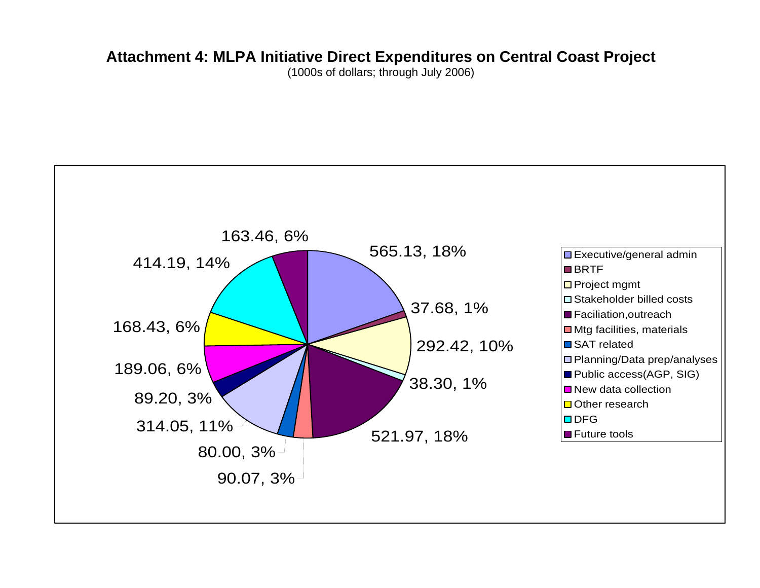**Attachment 4: MLPA Initiative Direct Expenditures on Central Coast Project**

(1000s of dollars; through July 2006)

565.13, 18%

37.68, 1%

292.42, 10%

38.30, 1%

521.97, 18%

90.07, 3%

80.00, 3%

314.05, 11%

89.20, 3%

189.06, 6%

168.43, 6%

414.19, 14%

163.46, 6%

Executive/general admin

BRTF

Project mgmt

Stakeholder billed costs

Faciliation,outreach

Mtg facilities, materials

SAT related

Planning/Data prep/analyses

Public access(AGP, SIG)

New data collection

Other research

DFG

Future tools